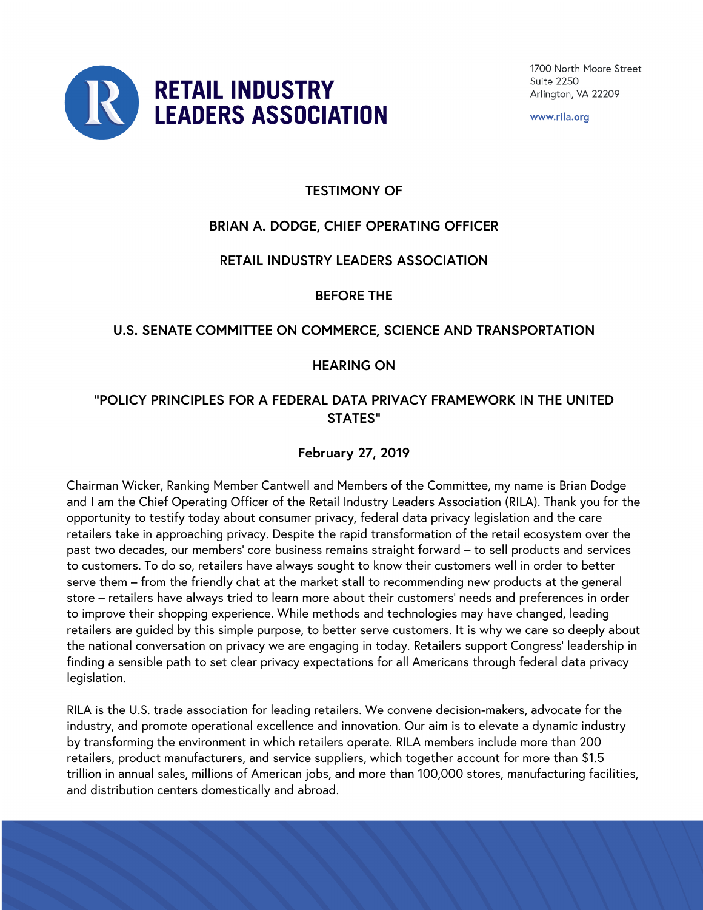# RETAIL INDUSTRY LEADERS ASSOCIATION

1700 North Moore Street
Suite 2250
Arlington, VA 22209

www.rila.org

**TESTIMONY OF**

**BRIAN A. DODGE, CHIEF OPERATING OFFICER**

**RETAIL INDUSTRY LEADERS ASSOCIATION**

**BEFORE THE**

**U.S. SENATE COMMITTEE ON COMMERCE, SCIENCE AND TRANSPORTATION**

**HEARING ON**

**"POLICY PRINCIPLES FOR A FEDERAL DATA PRIVACY FRAMEWORK IN THE UNITED STATES"**

**February 27, 2019**

Chairman Wicker, Ranking Member Cantwell and Members of the Committee, my name is Brian Dodge and I am the Chief Operating Officer of the Retail Industry Leaders Association (RILA). Thank you for the opportunity to testify today about consumer privacy, federal data privacy legislation and the care retailers take in approaching privacy. Despite the rapid transformation of the retail ecosystem over the past two decades, our members' core business remains straight forward – to sell products and services to customers. To do so, retailers have always sought to know their customers well in order to better serve them – from the friendly chat at the market stall to recommending new products at the general store – retailers have always tried to learn more about their customers' needs and preferences in order to improve their shopping experience. While methods and technologies may have changed, leading retailers are guided by this simple purpose, to better serve customers. It is why we care so deeply about the national conversation on privacy we are engaging in today. Retailers support Congress' leadership in finding a sensible path to set clear privacy expectations for all Americans through federal data privacy legislation.

RILA is the U.S. trade association for leading retailers. We convene decision-makers, advocate for the industry, and promote operational excellence and innovation. Our aim is to elevate a dynamic industry by transforming the environment in which retailers operate. RILA members include more than 200 retailers, product manufacturers, and service suppliers, which together account for more than $1.5 trillion in annual sales, millions of American jobs, and more than 100,000 stores, manufacturing facilities, and distribution centers domestically and abroad.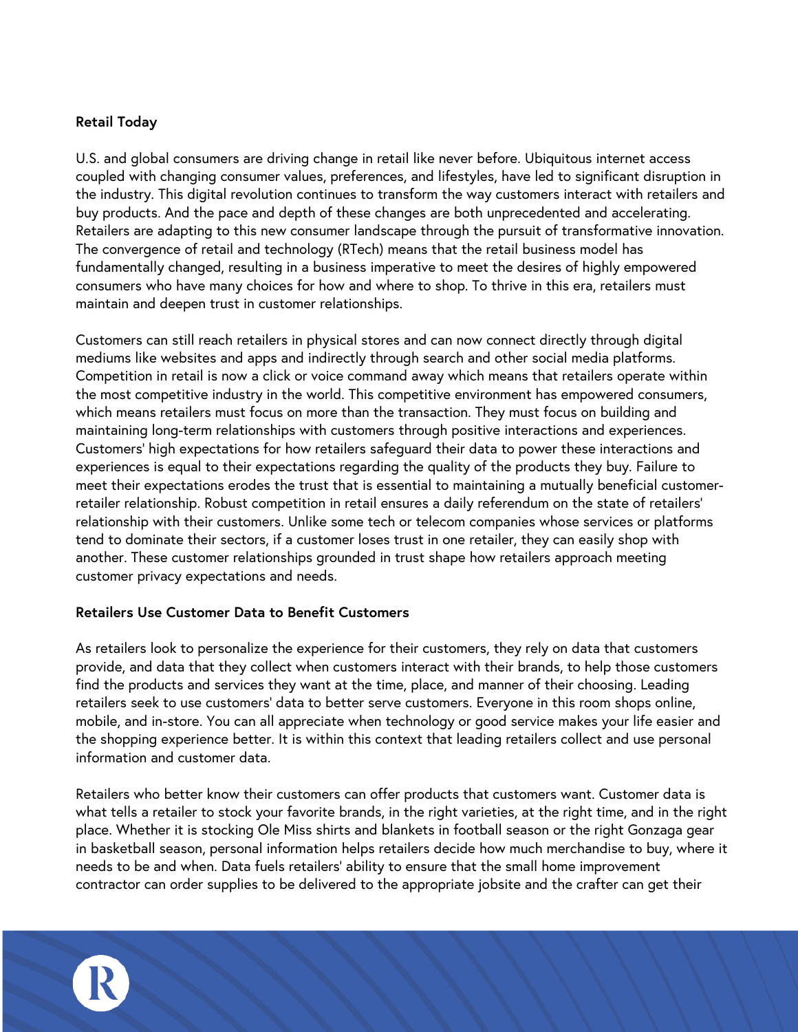**Retail Today**

U.S. and global consumers are driving change in retail like never before. Ubiquitous internet access coupled with changing consumer values, preferences, and lifestyles, have led to significant disruption in the industry. This digital revolution continues to transform the way customers interact with retailers and buy products. And the pace and depth of these changes are both unprecedented and accelerating. Retailers are adapting to this new consumer landscape through the pursuit of transformative innovation. The convergence of retail and technology (RTech) means that the retail business model has fundamentally changed, resulting in a business imperative to meet the desires of highly empowered consumers who have many choices for how and where to shop. To thrive in this era, retailers must maintain and deepen trust in customer relationships.

Customers can still reach retailers in physical stores and can now connect directly through digital mediums like websites and apps and indirectly through search and other social media platforms. Competition in retail is now a click or voice command away which means that retailers operate within the most competitive industry in the world. This competitive environment has empowered consumers, which means retailers must focus on more than the transaction. They must focus on building and maintaining long-term relationships with customers through positive interactions and experiences. Customers' high expectations for how retailers safeguard their data to power these interactions and experiences is equal to their expectations regarding the quality of the products they buy. Failure to meet their expectations erodes the trust that is essential to maintaining a mutually beneficial customer-retailer relationship. Robust competition in retail ensures a daily referendum on the state of retailers' relationship with their customers. Unlike some tech or telecom companies whose services or platforms tend to dominate their sectors, if a customer loses trust in one retailer, they can easily shop with another. These customer relationships grounded in trust shape how retailers approach meeting customer privacy expectations and needs.

**Retailers Use Customer Data to Benefit Customers**

As retailers look to personalize the experience for their customers, they rely on data that customers provide, and data that they collect when customers interact with their brands, to help those customers find the products and services they want at the time, place, and manner of their choosing. Leading retailers seek to use customers' data to better serve customers. Everyone in this room shops online, mobile, and in-store. You can all appreciate when technology or good service makes your life easier and the shopping experience better. It is within this context that leading retailers collect and use personal information and customer data.

Retailers who better know their customers can offer products that customers want. Customer data is what tells a retailer to stock your favorite brands, in the right varieties, at the right time, and in the right place. Whether it is stocking Ole Miss shirts and blankets in football season or the right Gonzaga gear in basketball season, personal information helps retailers decide how much merchandise to buy, where it needs to be and when. Data fuels retailers' ability to ensure that the small home improvement contractor can order supplies to be delivered to the appropriate jobsite and the crafter can get their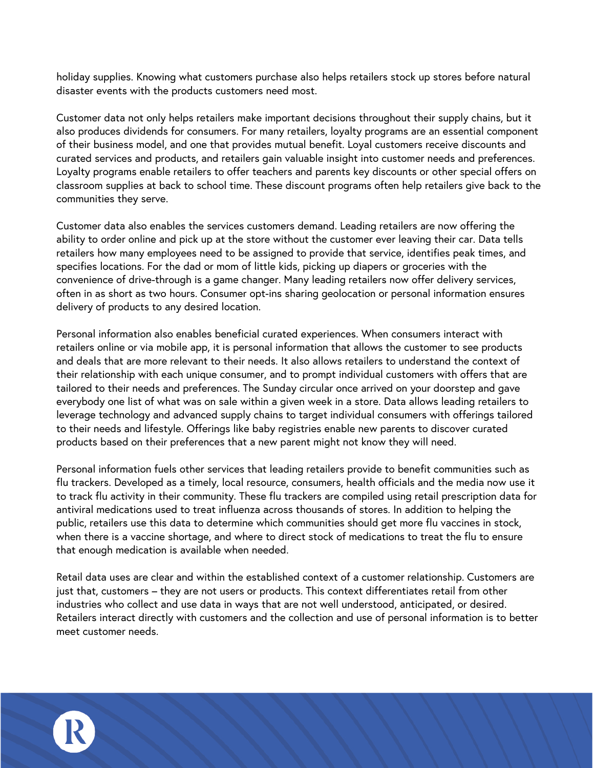holiday supplies. Knowing what customers purchase also helps retailers stock up stores before natural disaster events with the products customers need most.

Customer data not only helps retailers make important decisions throughout their supply chains, but it also produces dividends for consumers. For many retailers, loyalty programs are an essential component of their business model, and one that provides mutual benefit. Loyal customers receive discounts and curated services and products, and retailers gain valuable insight into customer needs and preferences. Loyalty programs enable retailers to offer teachers and parents key discounts or other special offers on classroom supplies at back to school time. These discount programs often help retailers give back to the communities they serve.

Customer data also enables the services customers demand. Leading retailers are now offering the ability to order online and pick up at the store without the customer ever leaving their car. Data tells retailers how many employees need to be assigned to provide that service, identifies peak times, and specifies locations. For the dad or mom of little kids, picking up diapers or groceries with the convenience of drive-through is a game changer. Many leading retailers now offer delivery services, often in as short as two hours. Consumer opt-ins sharing geolocation or personal information ensures delivery of products to any desired location.

Personal information also enables beneficial curated experiences. When consumers interact with retailers online or via mobile app, it is personal information that allows the customer to see products and deals that are more relevant to their needs. It also allows retailers to understand the context of their relationship with each unique consumer, and to prompt individual customers with offers that are tailored to their needs and preferences. The Sunday circular once arrived on your doorstep and gave everybody one list of what was on sale within a given week in a store. Data allows leading retailers to leverage technology and advanced supply chains to target individual consumers with offerings tailored to their needs and lifestyle. Offerings like baby registries enable new parents to discover curated products based on their preferences that a new parent might not know they will need.

Personal information fuels other services that leading retailers provide to benefit communities such as flu trackers. Developed as a timely, local resource, consumers, health officials and the media now use it to track flu activity in their community. These flu trackers are compiled using retail prescription data for antiviral medications used to treat influenza across thousands of stores. In addition to helping the public, retailers use this data to determine which communities should get more flu vaccines in stock, when there is a vaccine shortage, and where to direct stock of medications to treat the flu to ensure that enough medication is available when needed.

Retail data uses are clear and within the established context of a customer relationship. Customers are just that, customers – they are not users or products. This context differentiates retail from other industries who collect and use data in ways that are not well understood, anticipated, or desired. Retailers interact directly with customers and the collection and use of personal information is to better meet customer needs.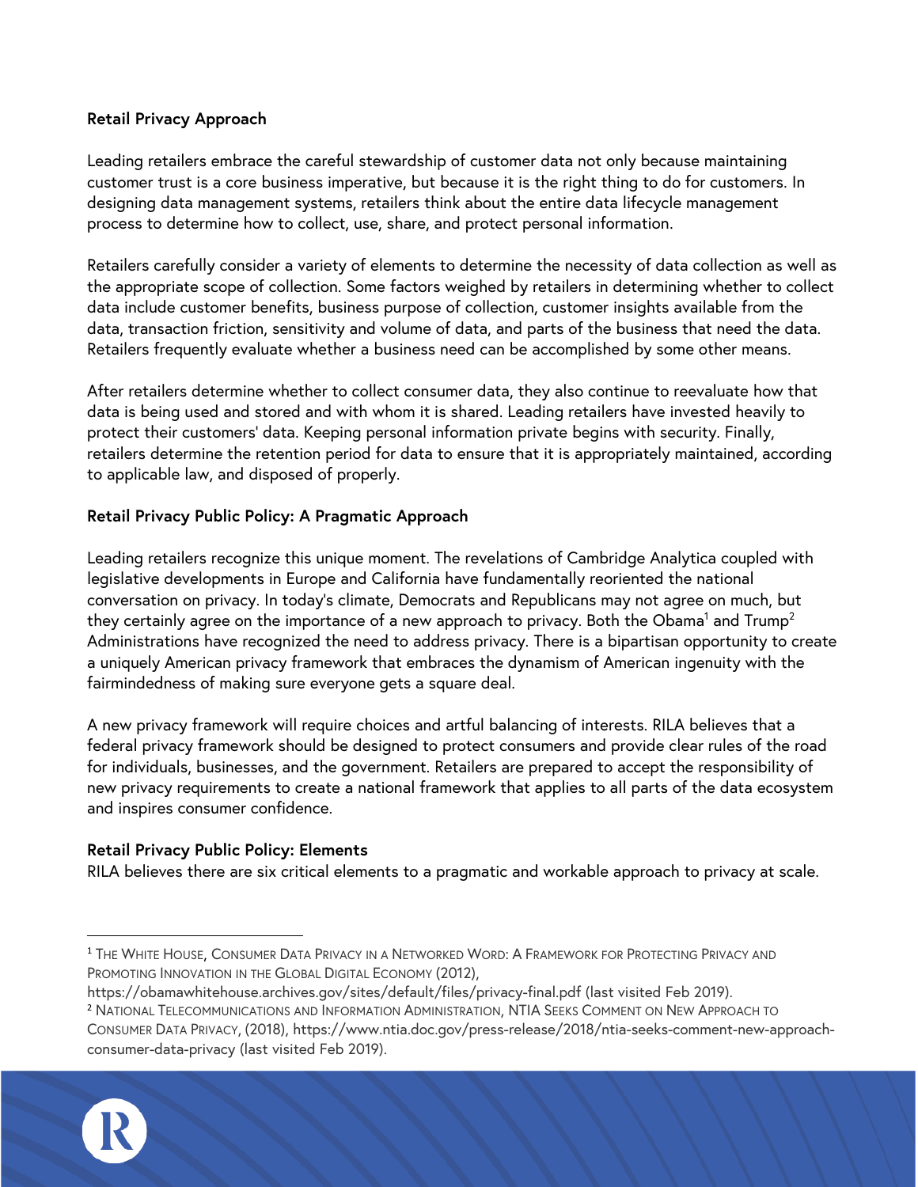**Retail Privacy Approach**

Leading retailers embrace the careful stewardship of customer data not only because maintaining customer trust is a core business imperative, but because it is the right thing to do for customers. In designing data management systems, retailers think about the entire data lifecycle management process to determine how to collect, use, share, and protect personal information.

Retailers carefully consider a variety of elements to determine the necessity of data collection as well as the appropriate scope of collection. Some factors weighed by retailers in determining whether to collect data include customer benefits, business purpose of collection, customer insights available from the data, transaction friction, sensitivity and volume of data, and parts of the business that need the data. Retailers frequently evaluate whether a business need can be accomplished by some other means.

After retailers determine whether to collect consumer data, they also continue to reevaluate how that data is being used and stored and with whom it is shared. Leading retailers have invested heavily to protect their customers' data. Keeping personal information private begins with security. Finally, retailers determine the retention period for data to ensure that it is appropriately maintained, according to applicable law, and disposed of properly.

**Retail Privacy Public Policy: A Pragmatic Approach**

Leading retailers recognize this unique moment. The revelations of Cambridge Analytica coupled with legislative developments in Europe and California have fundamentally reoriented the national conversation on privacy. In today's climate, Democrats and Republicans may not agree on much, but they certainly agree on the importance of a new approach to privacy. Both the Obama[1] and Trump[2] Administrations have recognized the need to address privacy. There is a bipartisan opportunity to create a uniquely American privacy framework that embraces the dynamism of American ingenuity with the fairmindedness of making sure everyone gets a square deal.

A new privacy framework will require choices and artful balancing of interests. RILA believes that a federal privacy framework should be designed to protect consumers and provide clear rules of the road for individuals, businesses, and the government. Retailers are prepared to accept the responsibility of new privacy requirements to create a national framework that applies to all parts of the data ecosystem and inspires consumer confidence.

**Retail Privacy Public Policy: Elements**

RILA believes there are six critical elements to a pragmatic and workable approach to privacy at scale.

---

[1] The White House, Consumer Data Privacy in a Networked Word: A Framework for Protecting Privacy and Promoting Innovation in the Global Digital Economy (2012), https://obamawhitehouse.archives.gov/sites/default/files/privacy-final.pdf (last visited Feb 2019).

[2] National Telecommunications and Information Administration, NTIA Seeks Comment on New Approach to Consumer Data Privacy, (2018), https://www.ntia.doc.gov/press-release/2018/ntia-seeks-comment-new-approach-consumer-data-privacy (last visited Feb 2019).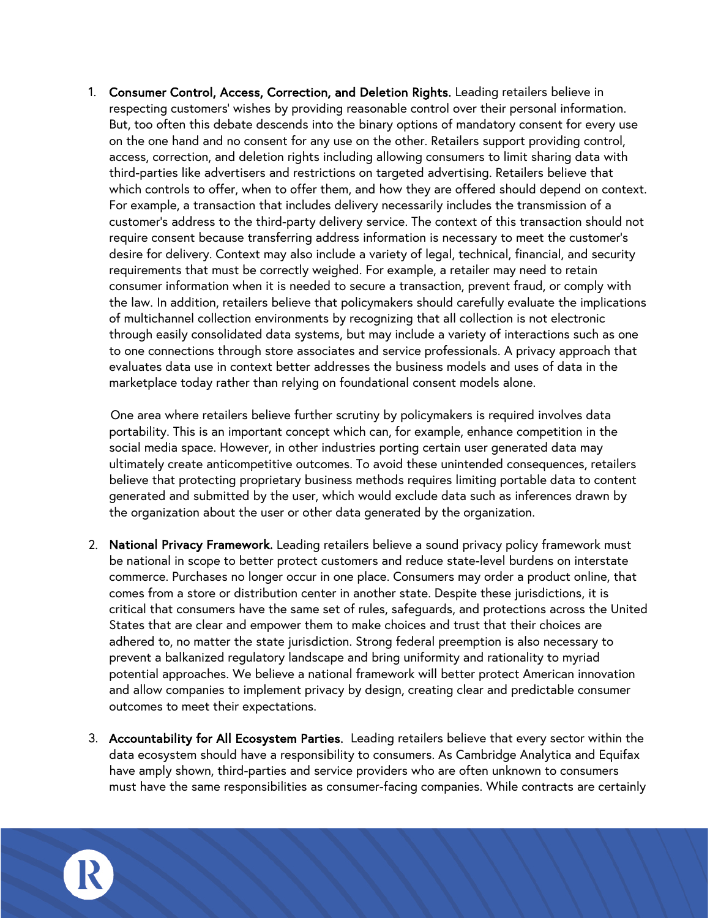1. **Consumer Control, Access, Correction, and Deletion Rights.** Leading retailers believe in respecting customers' wishes by providing reasonable control over their personal information. But, too often this debate descends into the binary options of mandatory consent for every use on the one hand and no consent for any use on the other. Retailers support providing control, access, correction, and deletion rights including allowing consumers to limit sharing data with third-parties like advertisers and restrictions on targeted advertising. Retailers believe that which controls to offer, when to offer them, and how they are offered should depend on context. For example, a transaction that includes delivery necessarily includes the transmission of a customer's address to the third-party delivery service. The context of this transaction should not require consent because transferring address information is necessary to meet the customer's desire for delivery. Context may also include a variety of legal, technical, financial, and security requirements that must be correctly weighed. For example, a retailer may need to retain consumer information when it is needed to secure a transaction, prevent fraud, or comply with the law. In addition, retailers believe that policymakers should carefully evaluate the implications of multichannel collection environments by recognizing that all collection is not electronic through easily consolidated data systems, but may include a variety of interactions such as one to one connections through store associates and service professionals. A privacy approach that evaluates data use in context better addresses the business models and uses of data in the marketplace today rather than relying on foundational consent models alone.

   One area where retailers believe further scrutiny by policymakers is required involves data portability. This is an important concept which can, for example, enhance competition in the social media space. However, in other industries porting certain user generated data may ultimately create anticompetitive outcomes. To avoid these unintended consequences, retailers believe that protecting proprietary business methods requires limiting portable data to content generated and submitted by the user, which would exclude data such as inferences drawn by the organization about the user or other data generated by the organization.

2. **National Privacy Framework.** Leading retailers believe a sound privacy policy framework must be national in scope to better protect customers and reduce state-level burdens on interstate commerce. Purchases no longer occur in one place. Consumers may order a product online, that comes from a store or distribution center in another state. Despite these jurisdictions, it is critical that consumers have the same set of rules, safeguards, and protections across the United States that are clear and empower them to make choices and trust that their choices are adhered to, no matter the state jurisdiction. Strong federal preemption is also necessary to prevent a balkanized regulatory landscape and bring uniformity and rationality to myriad potential approaches. We believe a national framework will better protect American innovation and allow companies to implement privacy by design, creating clear and predictable consumer outcomes to meet their expectations.

3. **Accountability for All Ecosystem Parties.** Leading retailers believe that every sector within the data ecosystem should have a responsibility to consumers. As Cambridge Analytica and Equifax have amply shown, third-parties and service providers who are often unknown to consumers must have the same responsibilities as consumer-facing companies. While contracts are certainly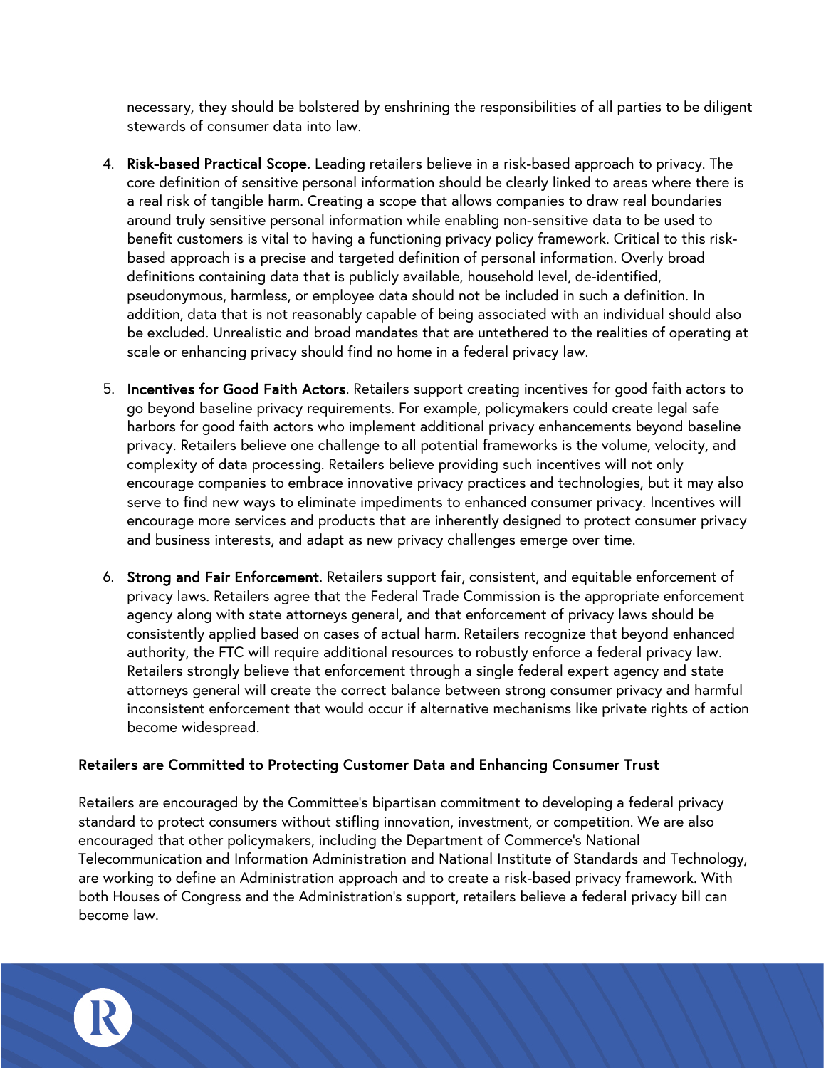necessary, they should be bolstered by enshrining the responsibilities of all parties to be diligent stewards of consumer data into law.

4. **Risk-based Practical Scope.** Leading retailers believe in a risk-based approach to privacy. The core definition of sensitive personal information should be clearly linked to areas where there is a real risk of tangible harm. Creating a scope that allows companies to draw real boundaries around truly sensitive personal information while enabling non-sensitive data to be used to benefit customers is vital to having a functioning privacy policy framework. Critical to this risk-based approach is a precise and targeted definition of personal information. Overly broad definitions containing data that is publicly available, household level, de-identified, pseudonymous, harmless, or employee data should not be included in such a definition. In addition, data that is not reasonably capable of being associated with an individual should also be excluded. Unrealistic and broad mandates that are untethered to the realities of operating at scale or enhancing privacy should find no home in a federal privacy law.

5. **Incentives for Good Faith Actors**. Retailers support creating incentives for good faith actors to go beyond baseline privacy requirements. For example, policymakers could create legal safe harbors for good faith actors who implement additional privacy enhancements beyond baseline privacy. Retailers believe one challenge to all potential frameworks is the volume, velocity, and complexity of data processing. Retailers believe providing such incentives will not only encourage companies to embrace innovative privacy practices and technologies, but it may also serve to find new ways to eliminate impediments to enhanced consumer privacy. Incentives will encourage more services and products that are inherently designed to protect consumer privacy and business interests, and adapt as new privacy challenges emerge over time.

6. **Strong and Fair Enforcement**. Retailers support fair, consistent, and equitable enforcement of privacy laws. Retailers agree that the Federal Trade Commission is the appropriate enforcement agency along with state attorneys general, and that enforcement of privacy laws should be consistently applied based on cases of actual harm. Retailers recognize that beyond enhanced authority, the FTC will require additional resources to robustly enforce a federal privacy law. Retailers strongly believe that enforcement through a single federal expert agency and state attorneys general will create the correct balance between strong consumer privacy and harmful inconsistent enforcement that would occur if alternative mechanisms like private rights of action become widespread.

**Retailers are Committed to Protecting Customer Data and Enhancing Consumer Trust**

Retailers are encouraged by the Committee's bipartisan commitment to developing a federal privacy standard to protect consumers without stifling innovation, investment, or competition. We are also encouraged that other policymakers, including the Department of Commerce's National Telecommunication and Information Administration and National Institute of Standards and Technology, are working to define an Administration approach and to create a risk-based privacy framework. With both Houses of Congress and the Administration's support, retailers believe a federal privacy bill can become law.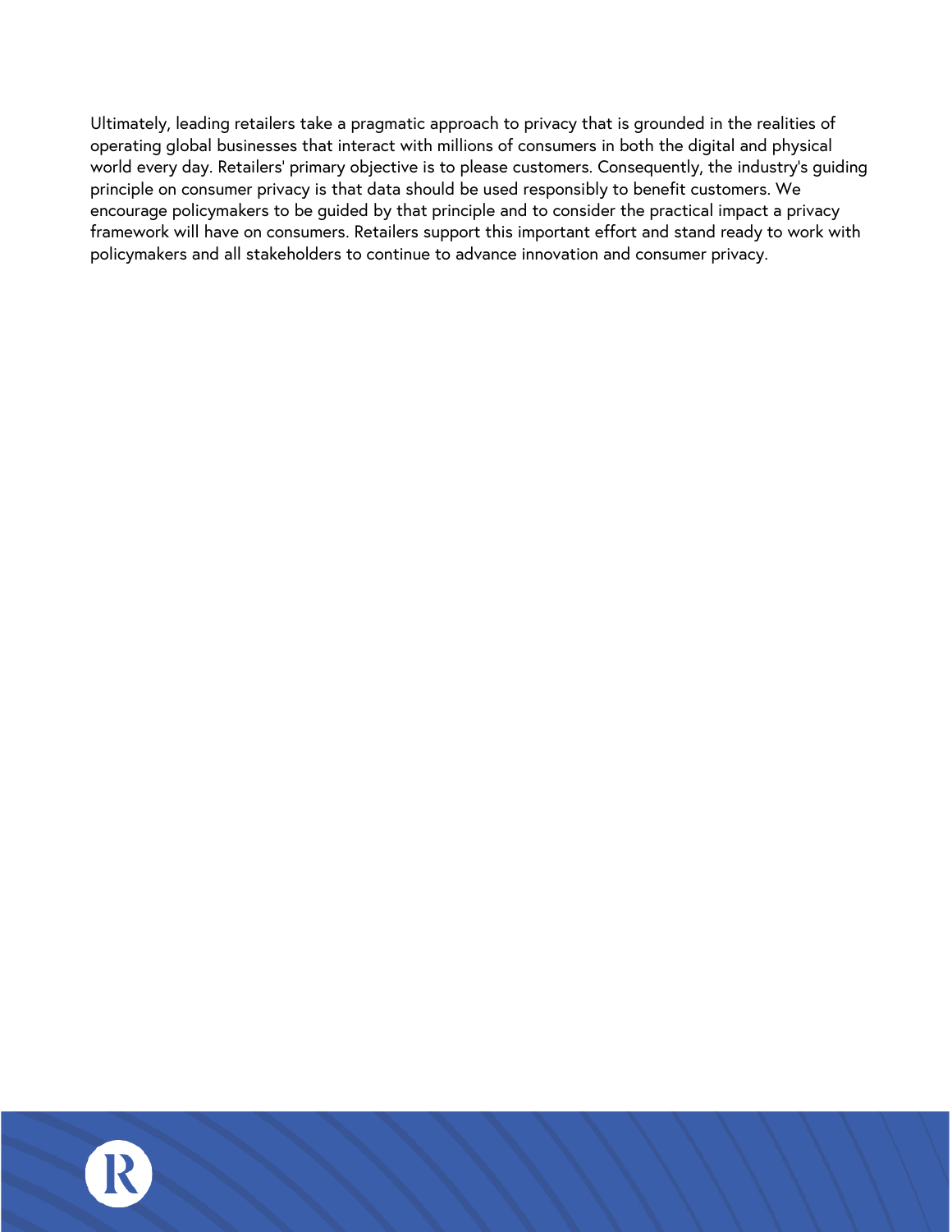Ultimately, leading retailers take a pragmatic approach to privacy that is grounded in the realities of operating global businesses that interact with millions of consumers in both the digital and physical world every day. Retailers' primary objective is to please customers. Consequently, the industry's guiding principle on consumer privacy is that data should be used responsibly to benefit customers. We encourage policymakers to be guided by that principle and to consider the practical impact a privacy framework will have on consumers. Retailers support this important effort and stand ready to work with policymakers and all stakeholders to continue to advance innovation and consumer privacy.